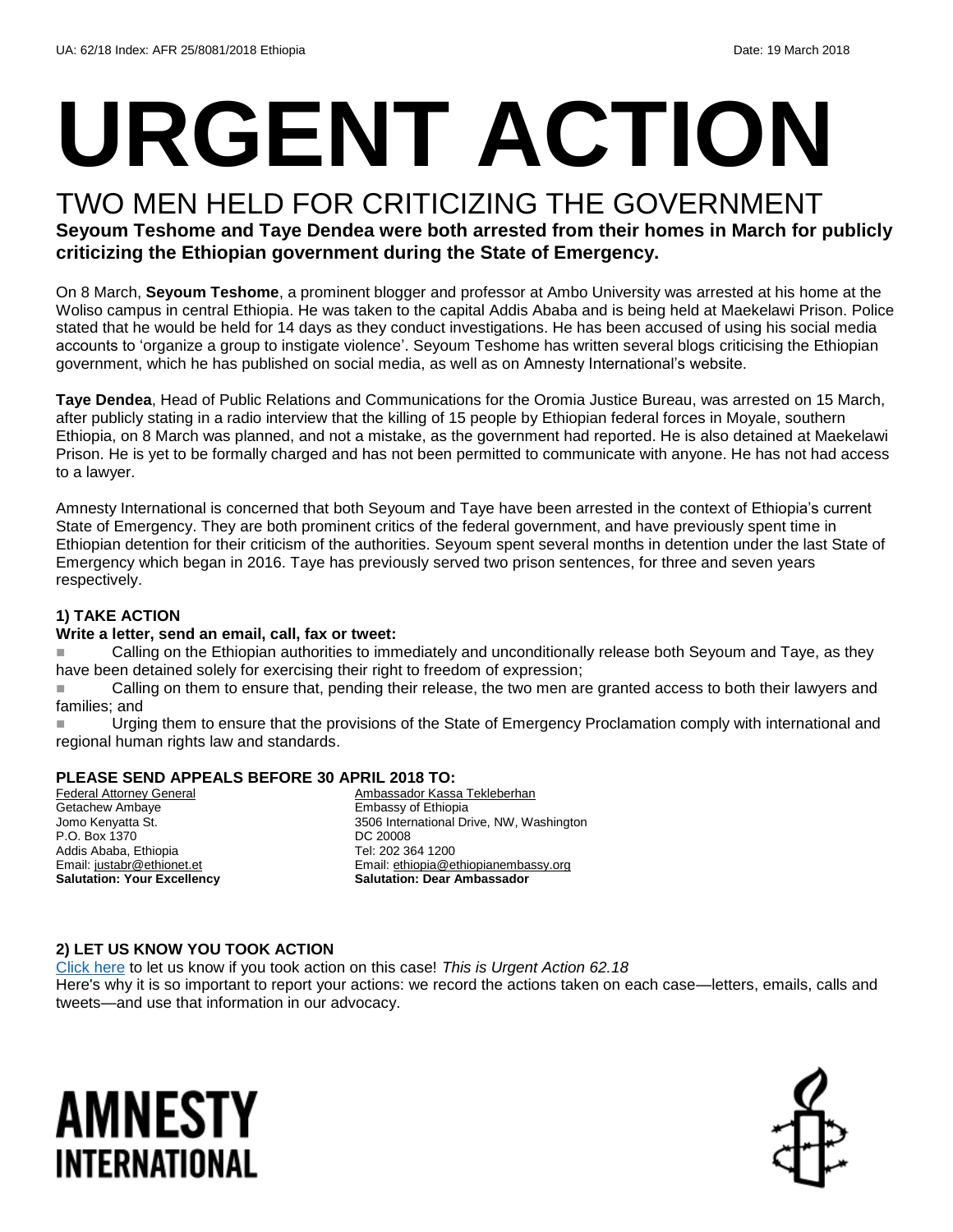UA: 62/18 Index: AFR 25/8081/2018 Ethiopia Date: 19 March 2018

# URGENT ACTION

## TWO MEN HELD FOR CRITICIZING THE GOVERNMENT

**Seyoum Teshome and Taye Dendea were both arrested from their homes in March for publicly criticizing the Ethiopian government during the State of Emergency.**

On 8 March, **Seyoum Teshome**, a prominent blogger and professor at Ambo University was arrested at his home at the Woliso campus in central Ethiopia. He was taken to the capital Addis Ababa and is being held at Maekelawi Prison. Police stated that he would be held for 14 days as they conduct investigations. He has been accused of using his social media accounts to 'organize a group to instigate violence'. Seyoum Teshome has written several blogs criticising the Ethiopian government, which he has published on social media, as well as on Amnesty International's website.

**Taye Dendea**, Head of Public Relations and Communications for the Oromia Justice Bureau, was arrested on 15 March, after publicly stating in a radio interview that the killing of 15 people by Ethiopian federal forces in Moyale, southern Ethiopia, on 8 March was planned, and not a mistake, as the government had reported. He is also detained at Maekelawi Prison. He is yet to be formally charged and has not been permitted to communicate with anyone. He has not had access to a lawyer.

Amnesty International is concerned that both Seyoum and Taye have been arrested in the context of Ethiopia's current State of Emergency. They are both prominent critics of the federal government, and have previously spent time in Ethiopian detention for their criticism of the authorities. Seyoum spent several months in detention under the last State of Emergency which began in 2016. Taye has previously served two prison sentences, for three and seven years respectively.

### 1) TAKE ACTION

**Write a letter, send an email, call, fax or tweet:**

- Calling on the Ethiopian authorities to immediately and unconditionally release both Seyoum and Taye, as they have been detained solely for exercising their right to freedom of expression;
- Calling on them to ensure that, pending their release, the two men are granted access to both their lawyers and families; and
- Urging them to ensure that the provisions of the State of Emergency Proclamation comply with international and regional human rights law and standards.

### PLEASE SEND APPEALS BEFORE 30 APRIL 2018 TO:

Federal Attorney General
Getachew Ambaye
Jomo Kenyatta St.
P.O. Box 1370
Addis Ababa, Ethiopia
Email: justabr@ethionet.et
**Salutation: Your Excellency**

Ambassador Kassa Tekleberhan
Embassy of Ethiopia
3506 International Drive, NW, Washington
DC 20008
Tel: 202 364 1200
Email: ethiopia@ethiopianembassy.org
**Salutation: Dear Ambassador**

### 2) LET US KNOW YOU TOOK ACTION

Click here to let us know if you took action on this case! *This is Urgent Action 62.18*
Here's why it is so important to report your actions: we record the actions taken on each case—letters, emails, calls and tweets—and use that information in our advocacy.

AMNESTY INTERNATIONAL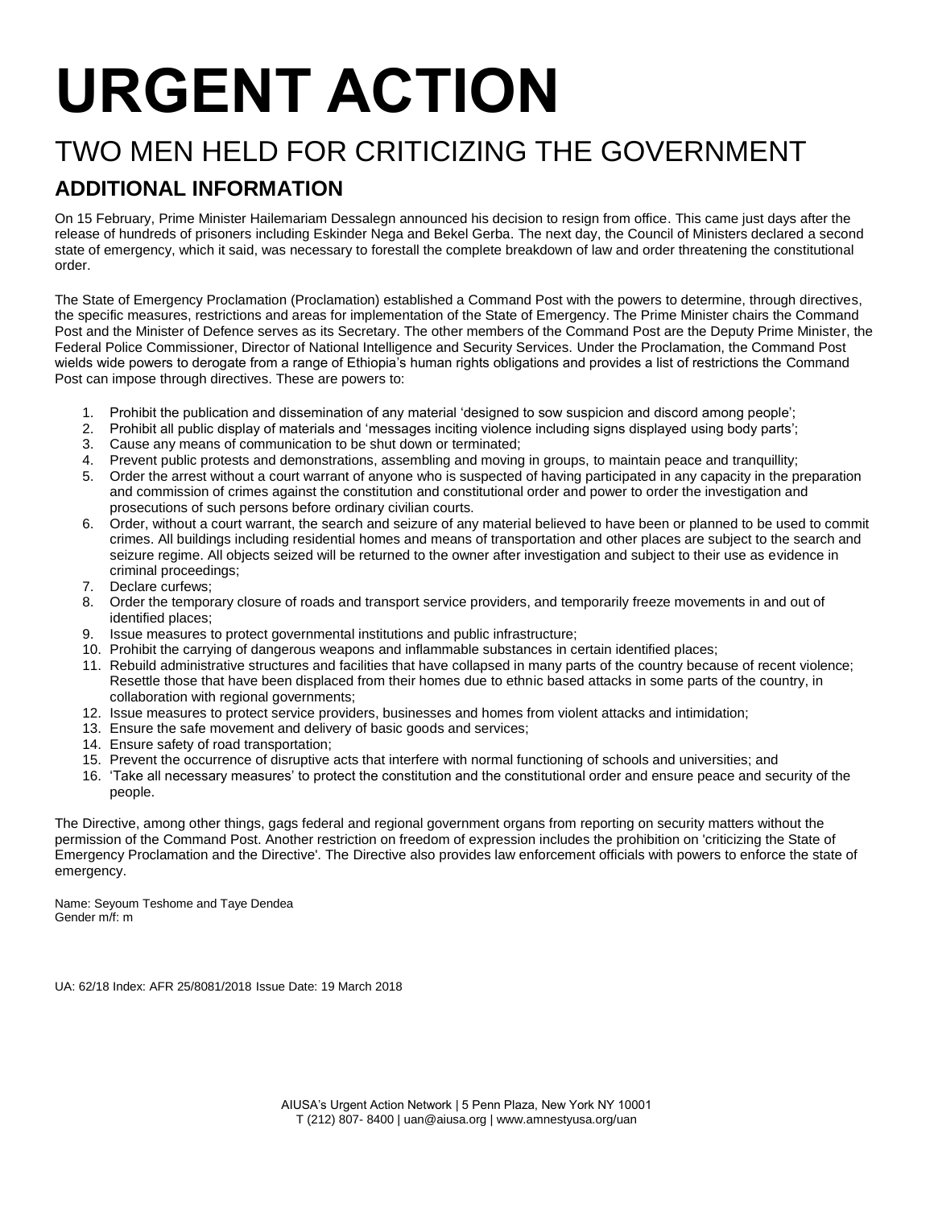# URGENT ACTION

## TWO MEN HELD FOR CRITICIZING THE GOVERNMENT

### ADDITIONAL INFORMATION

On 15 February, Prime Minister Hailemariam Dessalegn announced his decision to resign from office. This came just days after the release of hundreds of prisoners including Eskinder Nega and Bekel Gerba. The next day, the Council of Ministers declared a second state of emergency, which it said, was necessary to forestall the complete breakdown of law and order threatening the constitutional order.

The State of Emergency Proclamation (Proclamation) established a Command Post with the powers to determine, through directives, the specific measures, restrictions and areas for implementation of the State of Emergency. The Prime Minister chairs the Command Post and the Minister of Defence serves as its Secretary. The other members of the Command Post are the Deputy Prime Minister, the Federal Police Commissioner, Director of National Intelligence and Security Services. Under the Proclamation, the Command Post wields wide powers to derogate from a range of Ethiopia's human rights obligations and provides a list of restrictions the Command Post can impose through directives. These are powers to:

1. Prohibit the publication and dissemination of any material 'designed to sow suspicion and discord among people';
2. Prohibit all public display of materials and 'messages inciting violence including signs displayed using body parts';
3. Cause any means of communication to be shut down or terminated;
4. Prevent public protests and demonstrations, assembling and moving in groups, to maintain peace and tranquillity;
5. Order the arrest without a court warrant of anyone who is suspected of having participated in any capacity in the preparation and commission of crimes against the constitution and constitutional order and power to order the investigation and prosecutions of such persons before ordinary civilian courts.
6. Order, without a court warrant, the search and seizure of any material believed to have been or planned to be used to commit crimes. All buildings including residential homes and means of transportation and other places are subject to the search and seizure regime. All objects seized will be returned to the owner after investigation and subject to their use as evidence in criminal proceedings;
7. Declare curfews;
8. Order the temporary closure of roads and transport service providers, and temporarily freeze movements in and out of identified places;
9. Issue measures to protect governmental institutions and public infrastructure;
10. Prohibit the carrying of dangerous weapons and inflammable substances in certain identified places;
11. Rebuild administrative structures and facilities that have collapsed in many parts of the country because of recent violence; Resettle those that have been displaced from their homes due to ethnic based attacks in some parts of the country, in collaboration with regional governments;
12. Issue measures to protect service providers, businesses and homes from violent attacks and intimidation;
13. Ensure the safe movement and delivery of basic goods and services;
14. Ensure safety of road transportation;
15. Prevent the occurrence of disruptive acts that interfere with normal functioning of schools and universities; and
16. 'Take all necessary measures' to protect the constitution and the constitutional order and ensure peace and security of the people.

The Directive, among other things, gags federal and regional government organs from reporting on security matters without the permission of the Command Post. Another restriction on freedom of expression includes the prohibition on 'criticizing the State of Emergency Proclamation and the Directive'. The Directive also provides law enforcement officials with powers to enforce the state of emergency.

Name: Seyoum Teshome and Taye Dendea
Gender m/f: m

UA: 62/18 Index: AFR 25/8081/2018 Issue Date: 19 March 2018

AIUSA's Urgent Action Network | 5 Penn Plaza, New York NY 10001
T (212) 807- 8400 | uan@aiusa.org | www.amnestyusa.org/uan